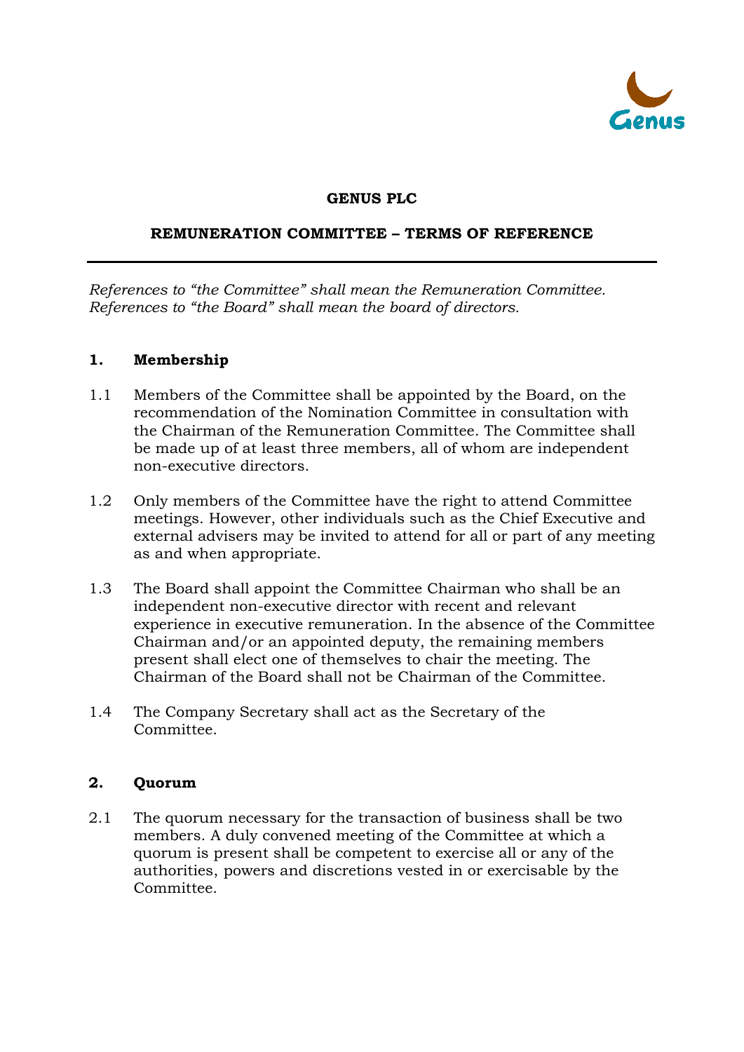**GENUS PLC**

**REMUNERATION COMMITTEE – TERMS OF REFERENCE**

---

*References to "the Committee" shall mean the Remuneration Committee.*
*References to "the Board" shall mean the board of directors.*

## 1. Membership

1.1 Members of the Committee shall be appointed by the Board, on the recommendation of the Nomination Committee in consultation with the Chairman of the Remuneration Committee. The Committee shall be made up of at least three members, all of whom are independent non-executive directors.

1.2 Only members of the Committee have the right to attend Committee meetings. However, other individuals such as the Chief Executive and external advisers may be invited to attend for all or part of any meeting as and when appropriate.

1.3 The Board shall appoint the Committee Chairman who shall be an independent non-executive director with recent and relevant experience in executive remuneration. In the absence of the Committee Chairman and/or an appointed deputy, the remaining members present shall elect one of themselves to chair the meeting. The Chairman of the Board shall not be Chairman of the Committee.

1.4 The Company Secretary shall act as the Secretary of the Committee.

## 2. Quorum

2.1 The quorum necessary for the transaction of business shall be two members. A duly convened meeting of the Committee at which a quorum is present shall be competent to exercise all or any of the authorities, powers and discretions vested in or exercisable by the Committee.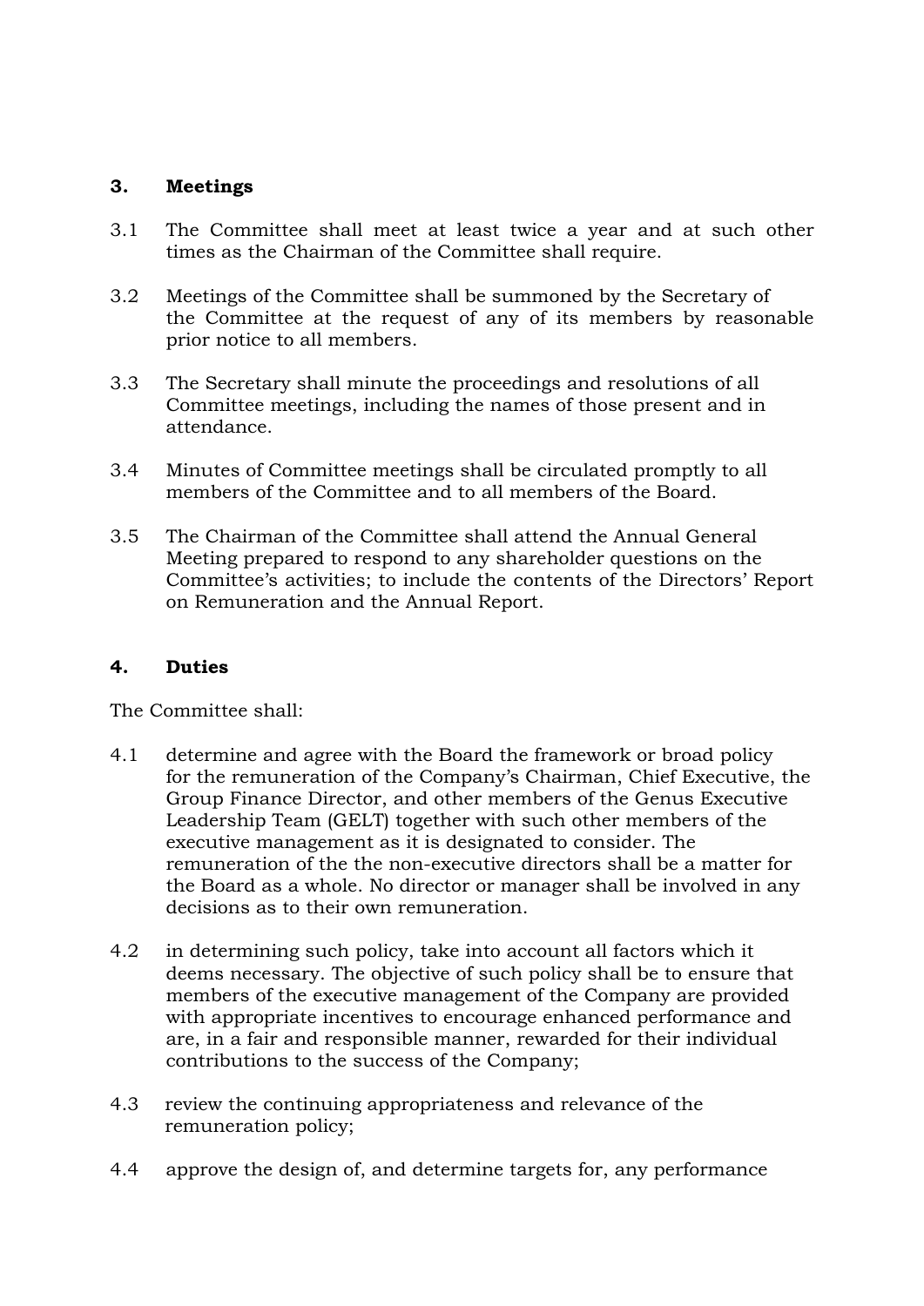## 3. Meetings

3.1 The Committee shall meet at least twice a year and at such other times as the Chairman of the Committee shall require.

3.2 Meetings of the Committee shall be summoned by the Secretary of the Committee at the request of any of its members by reasonable prior notice to all members.

3.3 The Secretary shall minute the proceedings and resolutions of all Committee meetings, including the names of those present and in attendance.

3.4 Minutes of Committee meetings shall be circulated promptly to all members of the Committee and to all members of the Board.

3.5 The Chairman of the Committee shall attend the Annual General Meeting prepared to respond to any shareholder questions on the Committee's activities; to include the contents of the Directors' Report on Remuneration and the Annual Report.

## 4. Duties

The Committee shall:

4.1 determine and agree with the Board the framework or broad policy for the remuneration of the Company's Chairman, Chief Executive, the Group Finance Director, and other members of the Genus Executive Leadership Team (GELT) together with such other members of the executive management as it is designated to consider. The remuneration of the the non-executive directors shall be a matter for the Board as a whole. No director or manager shall be involved in any decisions as to their own remuneration.

4.2 in determining such policy, take into account all factors which it deems necessary. The objective of such policy shall be to ensure that members of the executive management of the Company are provided with appropriate incentives to encourage enhanced performance and are, in a fair and responsible manner, rewarded for their individual contributions to the success of the Company;

4.3 review the continuing appropriateness and relevance of the remuneration policy;

4.4 approve the design of, and determine targets for, any performance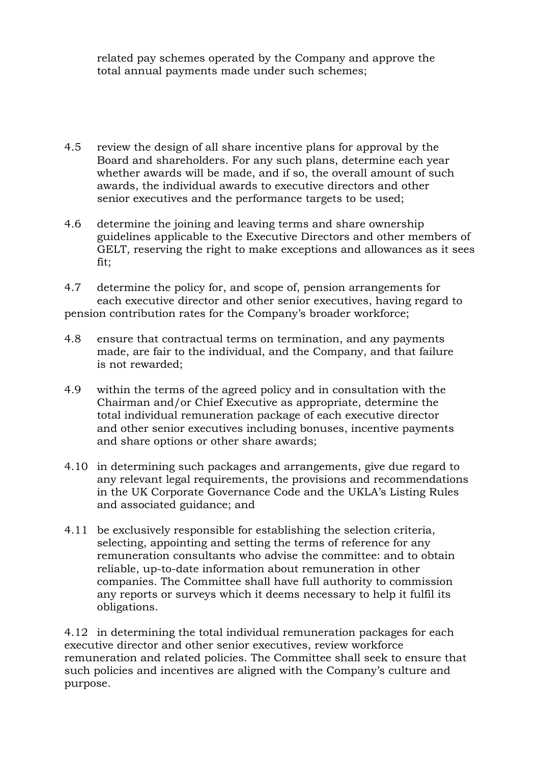related pay schemes operated by the Company and approve the total annual payments made under such schemes;

4.5 review the design of all share incentive plans for approval by the Board and shareholders. For any such plans, determine each year whether awards will be made, and if so, the overall amount of such awards, the individual awards to executive directors and other senior executives and the performance targets to be used;

4.6 determine the joining and leaving terms and share ownership guidelines applicable to the Executive Directors and other members of GELT, reserving the right to make exceptions and allowances as it sees fit;

4.7 determine the policy for, and scope of, pension arrangements for each executive director and other senior executives, having regard to pension contribution rates for the Company's broader workforce;

4.8 ensure that contractual terms on termination, and any payments made, are fair to the individual, and the Company, and that failure is not rewarded;

4.9 within the terms of the agreed policy and in consultation with the Chairman and/or Chief Executive as appropriate, determine the total individual remuneration package of each executive director and other senior executives including bonuses, incentive payments and share options or other share awards;

4.10 in determining such packages and arrangements, give due regard to any relevant legal requirements, the provisions and recommendations in the UK Corporate Governance Code and the UKLA's Listing Rules and associated guidance; and

4.11 be exclusively responsible for establishing the selection criteria, selecting, appointing and setting the terms of reference for any remuneration consultants who advise the committee: and to obtain reliable, up-to-date information about remuneration in other companies. The Committee shall have full authority to commission any reports or surveys which it deems necessary to help it fulfil its obligations.

4.12 in determining the total individual remuneration packages for each executive director and other senior executives, review workforce remuneration and related policies. The Committee shall seek to ensure that such policies and incentives are aligned with the Company's culture and purpose.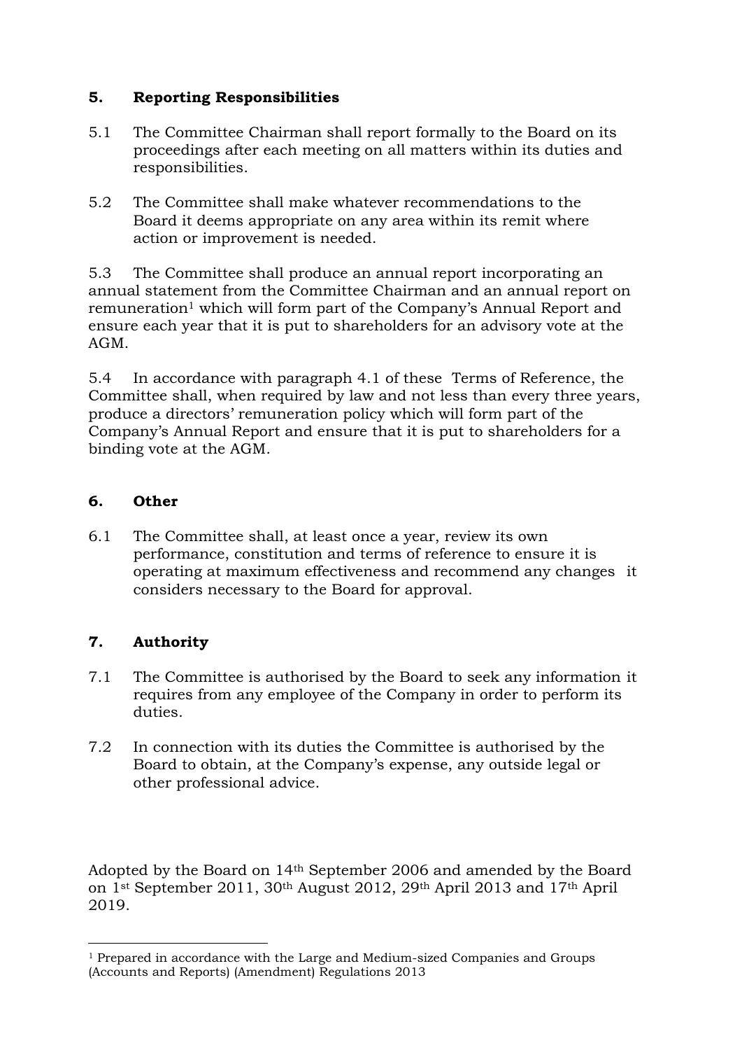## 5. Reporting Responsibilities

5.1 The Committee Chairman shall report formally to the Board on its proceedings after each meeting on all matters within its duties and responsibilities.

5.2 The Committee shall make whatever recommendations to the Board it deems appropriate on any area within its remit where action or improvement is needed.

5.3 The Committee shall produce an annual report incorporating an annual statement from the Committee Chairman and an annual report on remuneration[1] which will form part of the Company's Annual Report and ensure each year that it is put to shareholders for an advisory vote at the AGM.

5.4 In accordance with paragraph 4.1 of these Terms of Reference, the Committee shall, when required by law and not less than every three years, produce a directors' remuneration policy which will form part of the Company's Annual Report and ensure that it is put to shareholders for a binding vote at the AGM.

## 6. Other

6.1 The Committee shall, at least once a year, review its own performance, constitution and terms of reference to ensure it is operating at maximum effectiveness and recommend any changes it considers necessary to the Board for approval.

## 7. Authority

7.1 The Committee is authorised by the Board to seek any information it requires from any employee of the Company in order to perform its duties.

7.2 In connection with its duties the Committee is authorised by the Board to obtain, at the Company's expense, any outside legal or other professional advice.

Adopted by the Board on 14th September 2006 and amended by the Board on 1st September 2011, 30th August 2012, 29th April 2013 and 17th April 2019.

[1] Prepared in accordance with the Large and Medium-sized Companies and Groups (Accounts and Reports) (Amendment) Regulations 2013